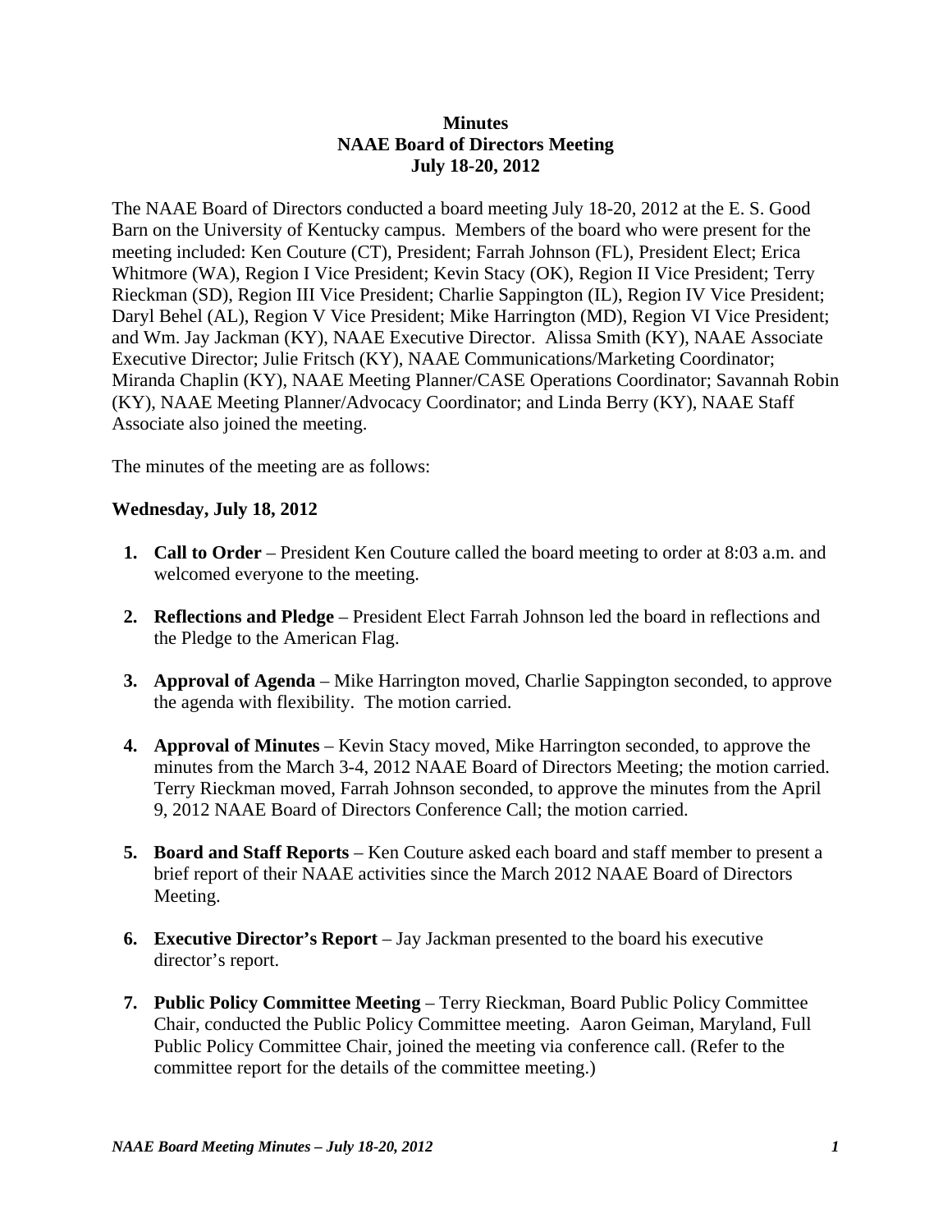**Minutes**
**NAAE Board of Directors Meeting**
**July 18-20, 2012**

The NAAE Board of Directors conducted a board meeting July 18-20, 2012 at the E. S. Good Barn on the University of Kentucky campus. Members of the board who were present for the meeting included: Ken Couture (CT), President; Farrah Johnson (FL), President Elect; Erica Whitmore (WA), Region I Vice President; Kevin Stacy (OK), Region II Vice President; Terry Rieckman (SD), Region III Vice President; Charlie Sappington (IL), Region IV Vice President; Daryl Behel (AL), Region V Vice President; Mike Harrington (MD), Region VI Vice President; and Wm. Jay Jackman (KY), NAAE Executive Director. Alissa Smith (KY), NAAE Associate Executive Director; Julie Fritsch (KY), NAAE Communications/Marketing Coordinator; Miranda Chaplin (KY), NAAE Meeting Planner/CASE Operations Coordinator; Savannah Robin (KY), NAAE Meeting Planner/Advocacy Coordinator; and Linda Berry (KY), NAAE Staff Associate also joined the meeting.

The minutes of the meeting are as follows:

**Wednesday, July 18, 2012**

1. **Call to Order** – President Ken Couture called the board meeting to order at 8:03 a.m. and welcomed everyone to the meeting.

2. **Reflections and Pledge** – President Elect Farrah Johnson led the board in reflections and the Pledge to the American Flag.

3. **Approval of Agenda** – Mike Harrington moved, Charlie Sappington seconded, to approve the agenda with flexibility. The motion carried.

4. **Approval of Minutes** – Kevin Stacy moved, Mike Harrington seconded, to approve the minutes from the March 3-4, 2012 NAAE Board of Directors Meeting; the motion carried. Terry Rieckman moved, Farrah Johnson seconded, to approve the minutes from the April 9, 2012 NAAE Board of Directors Conference Call; the motion carried.

5. **Board and Staff Reports** – Ken Couture asked each board and staff member to present a brief report of their NAAE activities since the March 2012 NAAE Board of Directors Meeting.

6. **Executive Director's Report** – Jay Jackman presented to the board his executive director's report.

7. **Public Policy Committee Meeting** – Terry Rieckman, Board Public Policy Committee Chair, conducted the Public Policy Committee meeting. Aaron Geiman, Maryland, Full Public Policy Committee Chair, joined the meeting via conference call. (Refer to the committee report for the details of the committee meeting.)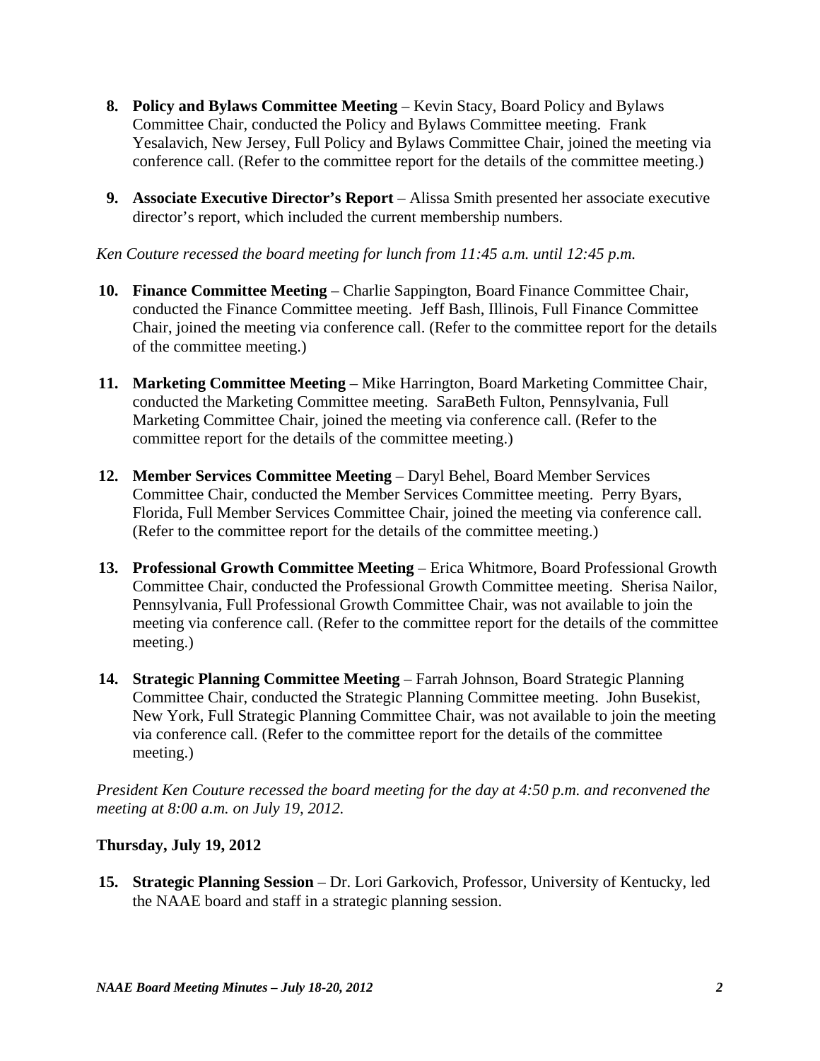8. **Policy and Bylaws Committee Meeting** – Kevin Stacy, Board Policy and Bylaws Committee Chair, conducted the Policy and Bylaws Committee meeting. Frank Yesalavich, New Jersey, Full Policy and Bylaws Committee Chair, joined the meeting via conference call. (Refer to the committee report for the details of the committee meeting.)

9. **Associate Executive Director's Report** – Alissa Smith presented her associate executive director's report, which included the current membership numbers.

*Ken Couture recessed the board meeting for lunch from 11:45 a.m. until 12:45 p.m.*

10. **Finance Committee Meeting** – Charlie Sappington, Board Finance Committee Chair, conducted the Finance Committee meeting. Jeff Bash, Illinois, Full Finance Committee Chair, joined the meeting via conference call. (Refer to the committee report for the details of the committee meeting.)

11. **Marketing Committee Meeting** – Mike Harrington, Board Marketing Committee Chair, conducted the Marketing Committee meeting. SaraBeth Fulton, Pennsylvania, Full Marketing Committee Chair, joined the meeting via conference call. (Refer to the committee report for the details of the committee meeting.)

12. **Member Services Committee Meeting** – Daryl Behel, Board Member Services Committee Chair, conducted the Member Services Committee meeting. Perry Byars, Florida, Full Member Services Committee Chair, joined the meeting via conference call. (Refer to the committee report for the details of the committee meeting.)

13. **Professional Growth Committee Meeting** – Erica Whitmore, Board Professional Growth Committee Chair, conducted the Professional Growth Committee meeting. Sherisa Nailor, Pennsylvania, Full Professional Growth Committee Chair, was not available to join the meeting via conference call. (Refer to the committee report for the details of the committee meeting.)

14. **Strategic Planning Committee Meeting** – Farrah Johnson, Board Strategic Planning Committee Chair, conducted the Strategic Planning Committee meeting. John Busekist, New York, Full Strategic Planning Committee Chair, was not available to join the meeting via conference call. (Refer to the committee report for the details of the committee meeting.)

*President Ken Couture recessed the board meeting for the day at 4:50 p.m. and reconvened the meeting at 8:00 a.m. on July 19, 2012.*

**Thursday, July 19, 2012**

15. **Strategic Planning Session** – Dr. Lori Garkovich, Professor, University of Kentucky, led the NAAE board and staff in a strategic planning session.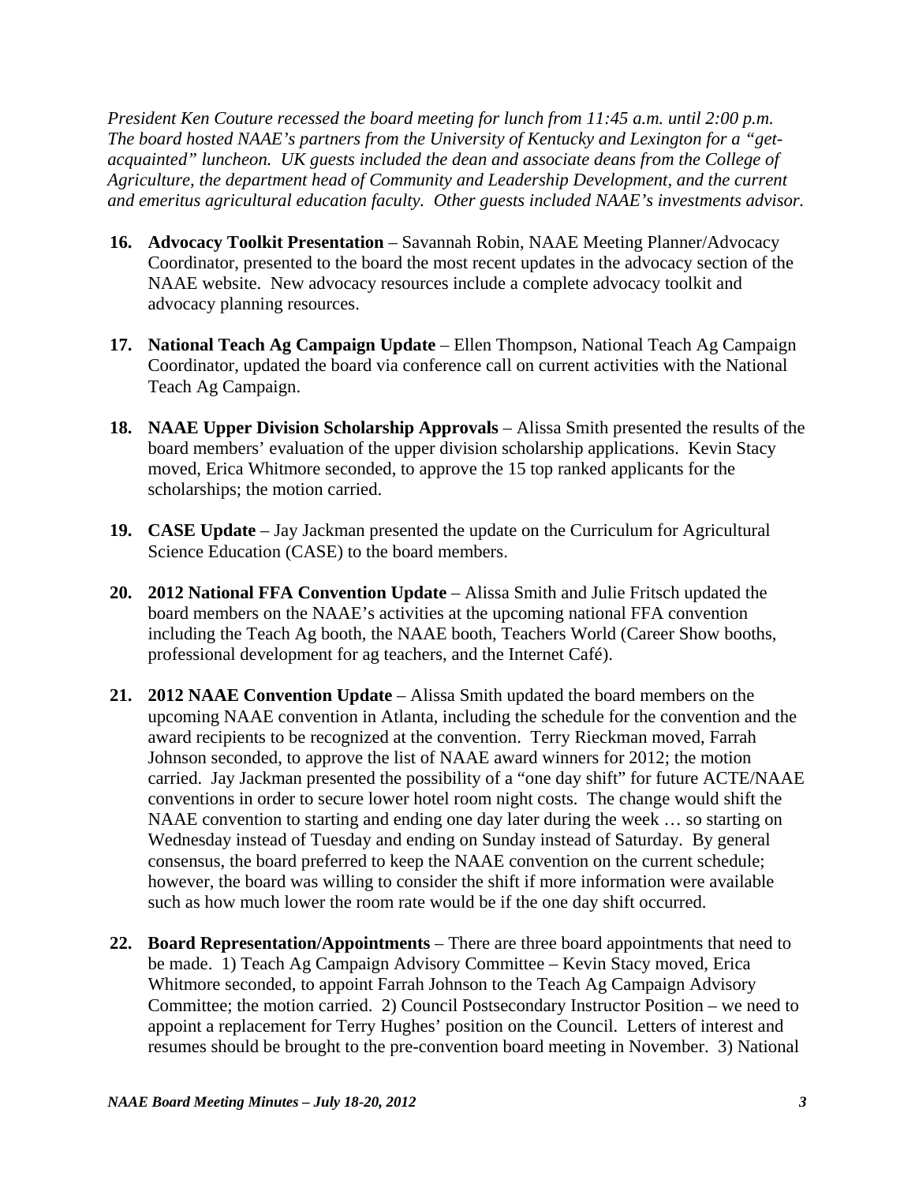*President Ken Couture recessed the board meeting for lunch from 11:45 a.m. until 2:00 p.m. The board hosted NAAE's partners from the University of Kentucky and Lexington for a "get-acquainted" luncheon. UK guests included the dean and associate deans from the College of Agriculture, the department head of Community and Leadership Development, and the current and emeritus agricultural education faculty. Other guests included NAAE's investments advisor.*

16. **Advocacy Toolkit Presentation** – Savannah Robin, NAAE Meeting Planner/Advocacy Coordinator, presented to the board the most recent updates in the advocacy section of the NAAE website. New advocacy resources include a complete advocacy toolkit and advocacy planning resources.

17. **National Teach Ag Campaign Update** – Ellen Thompson, National Teach Ag Campaign Coordinator, updated the board via conference call on current activities with the National Teach Ag Campaign.

18. **NAAE Upper Division Scholarship Approvals** – Alissa Smith presented the results of the board members' evaluation of the upper division scholarship applications. Kevin Stacy moved, Erica Whitmore seconded, to approve the 15 top ranked applicants for the scholarships; the motion carried.

19. **CASE Update** – Jay Jackman presented the update on the Curriculum for Agricultural Science Education (CASE) to the board members.

20. **2012 National FFA Convention Update** – Alissa Smith and Julie Fritsch updated the board members on the NAAE's activities at the upcoming national FFA convention including the Teach Ag booth, the NAAE booth, Teachers World (Career Show booths, professional development for ag teachers, and the Internet Café).

21. **2012 NAAE Convention Update** – Alissa Smith updated the board members on the upcoming NAAE convention in Atlanta, including the schedule for the convention and the award recipients to be recognized at the convention. Terry Rieckman moved, Farrah Johnson seconded, to approve the list of NAAE award winners for 2012; the motion carried. Jay Jackman presented the possibility of a "one day shift" for future ACTE/NAAE conventions in order to secure lower hotel room night costs. The change would shift the NAAE convention to starting and ending one day later during the week … so starting on Wednesday instead of Tuesday and ending on Sunday instead of Saturday. By general consensus, the board preferred to keep the NAAE convention on the current schedule; however, the board was willing to consider the shift if more information were available such as how much lower the room rate would be if the one day shift occurred.

22. **Board Representation/Appointments** – There are three board appointments that need to be made. 1) Teach Ag Campaign Advisory Committee – Kevin Stacy moved, Erica Whitmore seconded, to appoint Farrah Johnson to the Teach Ag Campaign Advisory Committee; the motion carried. 2) Council Postsecondary Instructor Position – we need to appoint a replacement for Terry Hughes' position on the Council. Letters of interest and resumes should be brought to the pre-convention board meeting in November. 3) National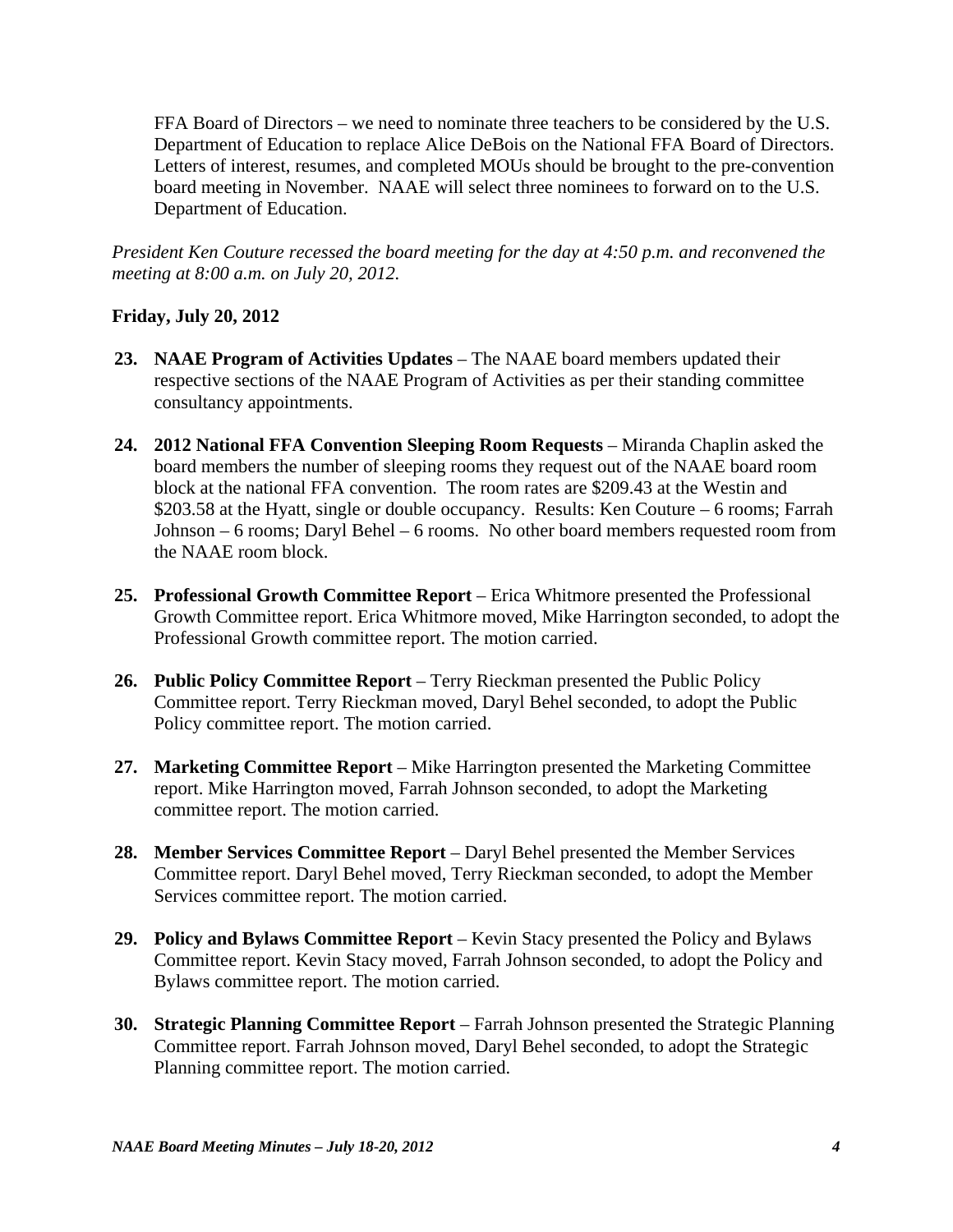FFA Board of Directors – we need to nominate three teachers to be considered by the U.S. Department of Education to replace Alice DeBois on the National FFA Board of Directors. Letters of interest, resumes, and completed MOUs should be brought to the pre-convention board meeting in November. NAAE will select three nominees to forward on to the U.S. Department of Education.

*President Ken Couture recessed the board meeting for the day at 4:50 p.m. and reconvened the meeting at 8:00 a.m. on July 20, 2012.*

**Friday, July 20, 2012**

23. **NAAE Program of Activities Updates** – The NAAE board members updated their respective sections of the NAAE Program of Activities as per their standing committee consultancy appointments.

24. **2012 National FFA Convention Sleeping Room Requests** – Miranda Chaplin asked the board members the number of sleeping rooms they request out of the NAAE board room block at the national FFA convention. The room rates are $209.43 at the Westin and $203.58 at the Hyatt, single or double occupancy. Results: Ken Couture – 6 rooms; Farrah Johnson – 6 rooms; Daryl Behel – 6 rooms. No other board members requested room from the NAAE room block.

25. **Professional Growth Committee Report** – Erica Whitmore presented the Professional Growth Committee report. Erica Whitmore moved, Mike Harrington seconded, to adopt the Professional Growth committee report. The motion carried.

26. **Public Policy Committee Report** – Terry Rieckman presented the Public Policy Committee report. Terry Rieckman moved, Daryl Behel seconded, to adopt the Public Policy committee report. The motion carried.

27. **Marketing Committee Report** – Mike Harrington presented the Marketing Committee report. Mike Harrington moved, Farrah Johnson seconded, to adopt the Marketing committee report. The motion carried.

28. **Member Services Committee Report** – Daryl Behel presented the Member Services Committee report. Daryl Behel moved, Terry Rieckman seconded, to adopt the Member Services committee report. The motion carried.

29. **Policy and Bylaws Committee Report** – Kevin Stacy presented the Policy and Bylaws Committee report. Kevin Stacy moved, Farrah Johnson seconded, to adopt the Policy and Bylaws committee report. The motion carried.

30. **Strategic Planning Committee Report** – Farrah Johnson presented the Strategic Planning Committee report. Farrah Johnson moved, Daryl Behel seconded, to adopt the Strategic Planning committee report. The motion carried.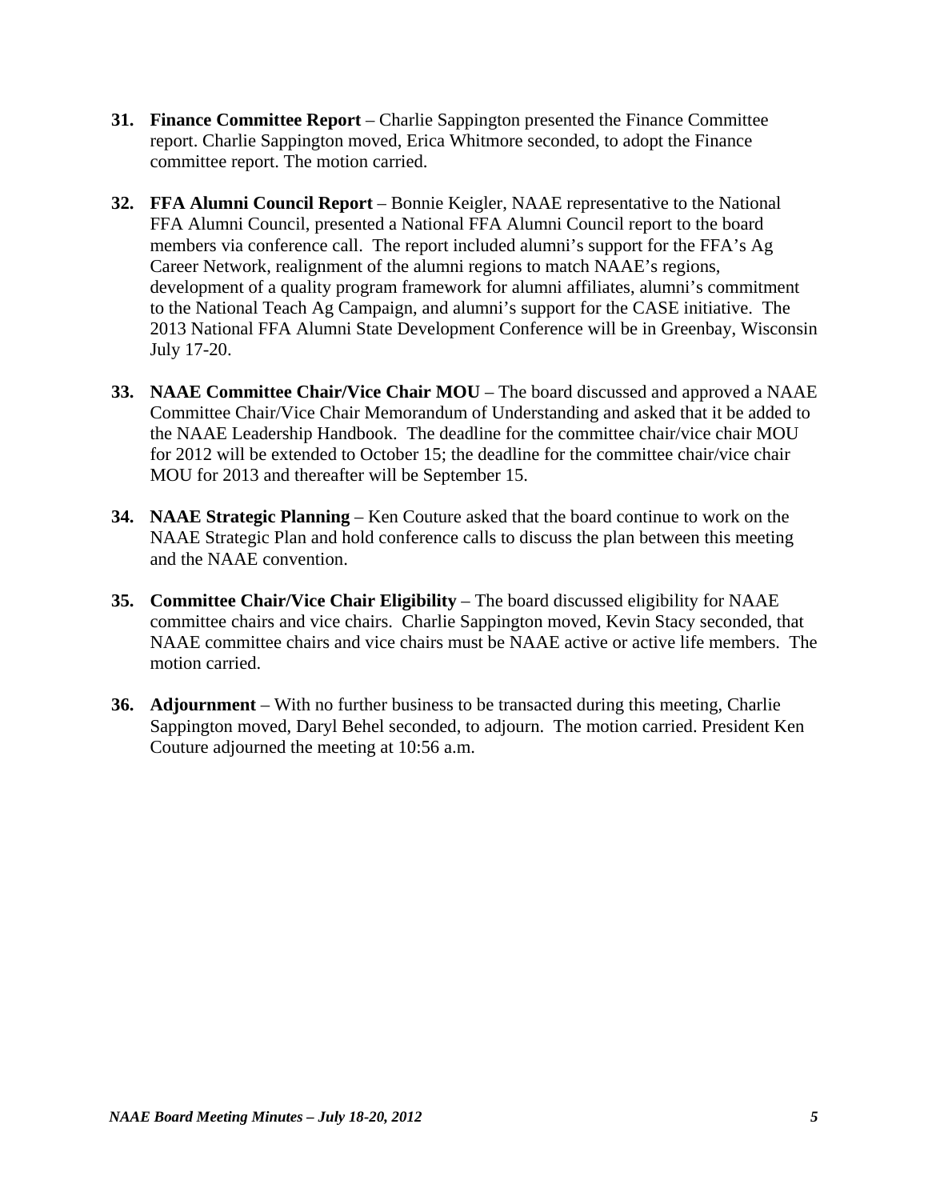31. **Finance Committee Report** – Charlie Sappington presented the Finance Committee report. Charlie Sappington moved, Erica Whitmore seconded, to adopt the Finance committee report. The motion carried.

32. **FFA Alumni Council Report** – Bonnie Keigler, NAAE representative to the National FFA Alumni Council, presented a National FFA Alumni Council report to the board members via conference call. The report included alumni's support for the FFA's Ag Career Network, realignment of the alumni regions to match NAAE's regions, development of a quality program framework for alumni affiliates, alumni's commitment to the National Teach Ag Campaign, and alumni's support for the CASE initiative. The 2013 National FFA Alumni State Development Conference will be in Greenbay, Wisconsin July 17-20.

33. **NAAE Committee Chair/Vice Chair MOU** – The board discussed and approved a NAAE Committee Chair/Vice Chair Memorandum of Understanding and asked that it be added to the NAAE Leadership Handbook. The deadline for the committee chair/vice chair MOU for 2012 will be extended to October 15; the deadline for the committee chair/vice chair MOU for 2013 and thereafter will be September 15.

34. **NAAE Strategic Planning** – Ken Couture asked that the board continue to work on the NAAE Strategic Plan and hold conference calls to discuss the plan between this meeting and the NAAE convention.

35. **Committee Chair/Vice Chair Eligibility** – The board discussed eligibility for NAAE committee chairs and vice chairs. Charlie Sappington moved, Kevin Stacy seconded, that NAAE committee chairs and vice chairs must be NAAE active or active life members. The motion carried.

36. **Adjournment** – With no further business to be transacted during this meeting, Charlie Sappington moved, Daryl Behel seconded, to adjourn. The motion carried. President Ken Couture adjourned the meeting at 10:56 a.m.